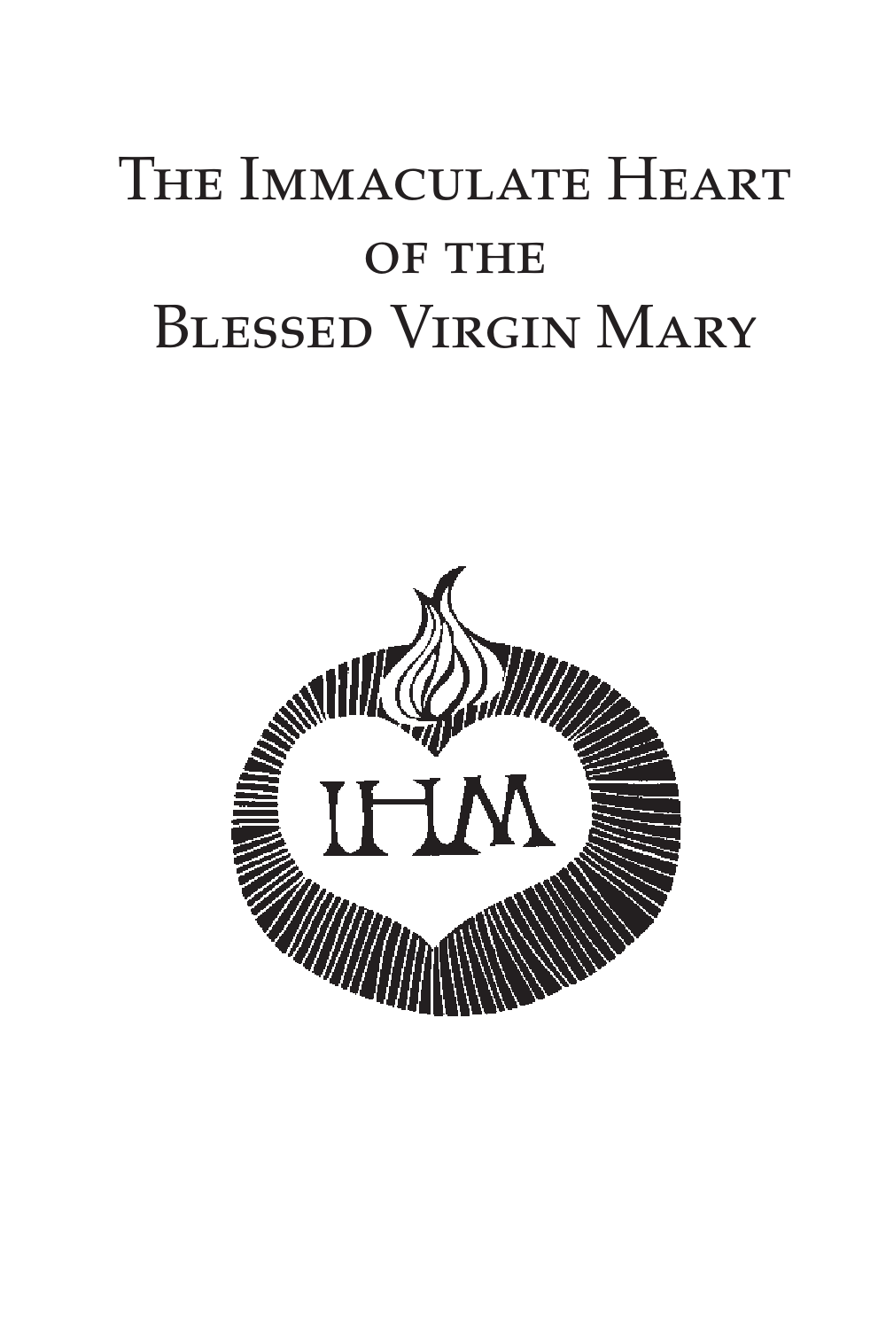# The Immaculate Heart of the Blessed Virgin Mary

IHM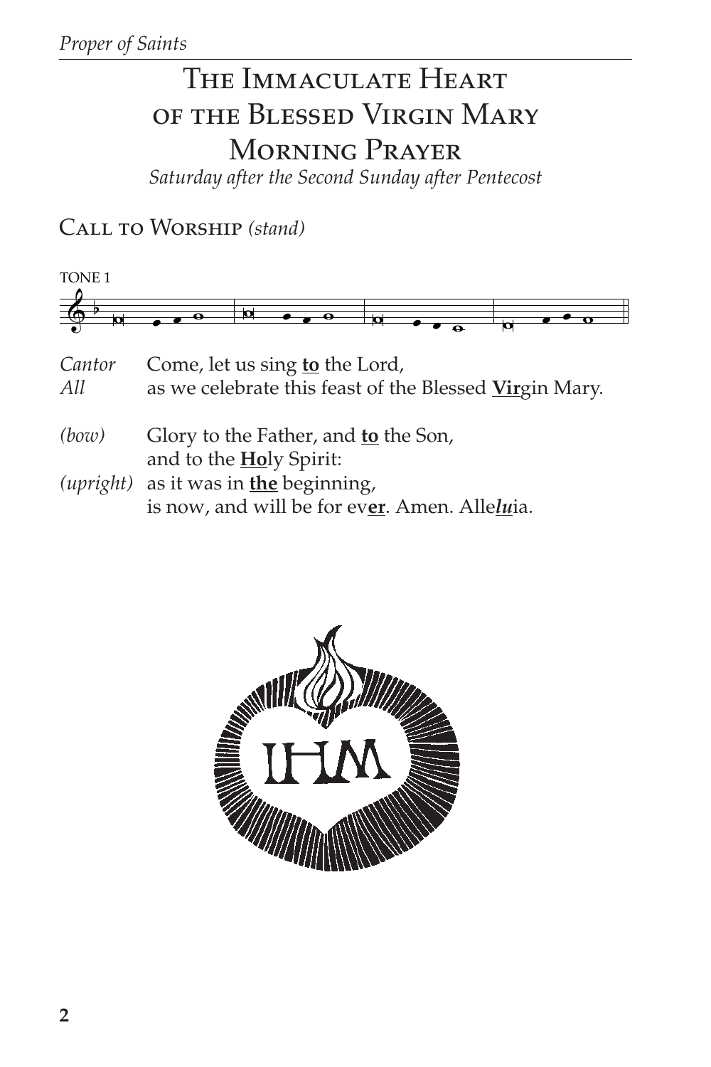# The Immaculate Heart of the Blessed Virgin Mary Morning Prayer

*Saturday after the Second Sunday after Pentecost*

## Call to Worship *(stand)*

TONE 1

*Cantor* Come, let us sing **to** the Lord,
*All* as we celebrate this feast of the Blessed **Vir**gin Mary.

*(bow)* Glory to the Father, and **to** the Son,
and to the **Ho**ly Spirit:
*(upright)* as it was in **the** beginning,
is now, and will be for ev**er**. Amen. Alle***lu***ia.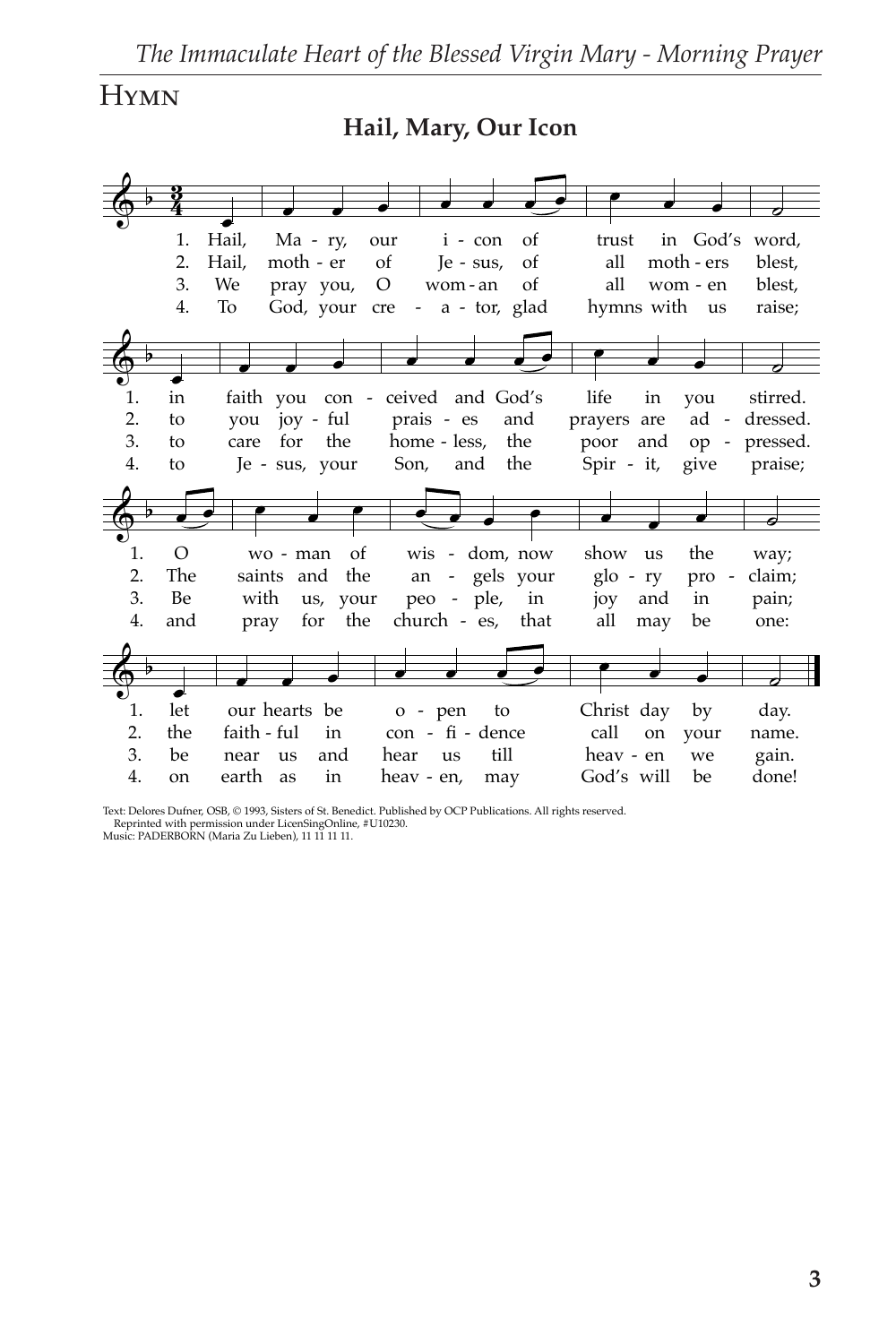## Hymn

### Hail, Mary, Our Icon

1. Hail, Ma - ry, our i - con of trust in God's word,
in faith you con - ceived and God's life in you stirred.
O wo - man of wis - dom, now show us the way;
let our hearts be o - pen to Christ day by day.

2. Hail, moth - er of Je - sus, of all moth - ers blest,
to you joy - ful prais - es and prayers are ad - dressed.
The saints and the an - gels your glo - ry pro - claim;
the faith - ful in con - fi - dence call on your name.

3. We pray you, O wom - an of all wom - en blest,
to care for the home - less, the poor and op - pressed.
Be with us, your peo - ple, in joy and in pain;
be near us and hear us till heav - en we gain.

4. To God, your cre - a - tor, glad hymns with us raise;
to Je - sus, your Son, and the Spir - it, give praise;
and pray for the church - es, that all may be one:
on earth as in heav - en, may God's will be done!

Text: Delores Dufner, OSB, © 1993, Sisters of St. Benedict. Published by OCP Publications. All rights reserved.
Reprinted with permission under LicenSingOnline, #U10230.
Music: PADERBORN (Maria Zu Lieben), 11 11 11 11.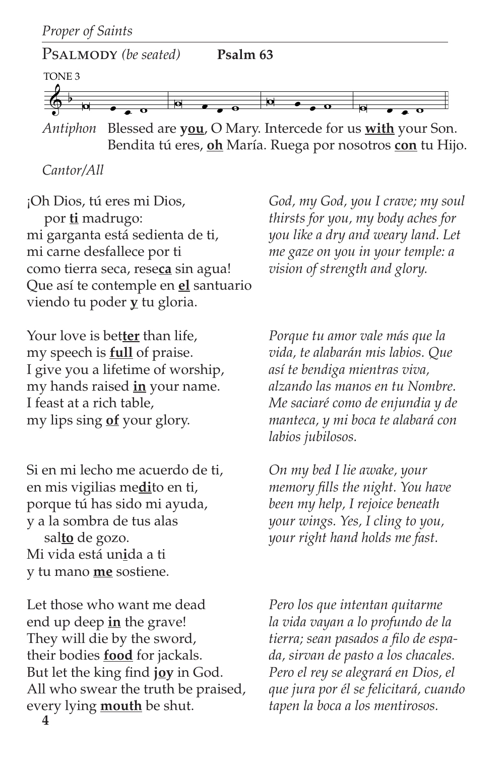PSALMODY *(be seated)* **Psalm 63**

TONE 3

*Antiphon* Blessed are **you**, O Mary. Intercede for us **with** your Son.
Bendita tú eres, **oh** María. Ruega por nosotros **con** tu Hijo.

*Cantor/All*

¡Oh Dios, tú eres mi Dios,
por **ti** madrugo:
mi garganta está sedienta de ti,
mi carne desfallece por ti
como tierra seca, rese**ca** sin agua!
Que así te contemple en **el** santuario
viendo tu poder **y** tu gloria.

*God, my God, you I crave; my soul thirsts for you, my body aches for you like a dry and weary land. Let me gaze on you in your temple: a vision of strength and glory.*

Your love is bet**ter** than life,
my speech is **full** of praise.
I give you a lifetime of worship,
my hands raised **in** your name.
I feast at a rich table,
my lips sing **of** your glory.

*Porque tu amor vale más que la vida, te alabarán mis labios. Que así te bendiga mientras viva, alzando las manos en tu Nombre. Me saciaré como de enjundia y de manteca, y mi boca te alabará con labios jubilosos.*

Si en mi lecho me acuerdo de ti,
en mis vigilias me**di**to en ti,
porque tú has sido mi ayuda,
y a la sombra de tus alas
sal**to** de gozo.
Mi vida está un**i**da a ti
y tu mano **me** sostiene.

*On my bed I lie awake, your memory fills the night. You have been my help, I rejoice beneath your wings. Yes, I cling to you, your right hand holds me fast.*

Let those who want me dead
end up deep **in** the grave!
They will die by the sword,
their bodies **food** for jackals.
But let the king find **joy** in God.
All who swear the truth be praised,
every lying **mouth** be shut.

*Pero los que intentan quitarme la vida vayan a lo profundo de la tierra; sean pasados a filo de espada, sirvan de pasto a los chacales. Pero el rey se alegrará en Dios, el que jura por él se felicitará, cuando tapen la boca a los mentirosos.*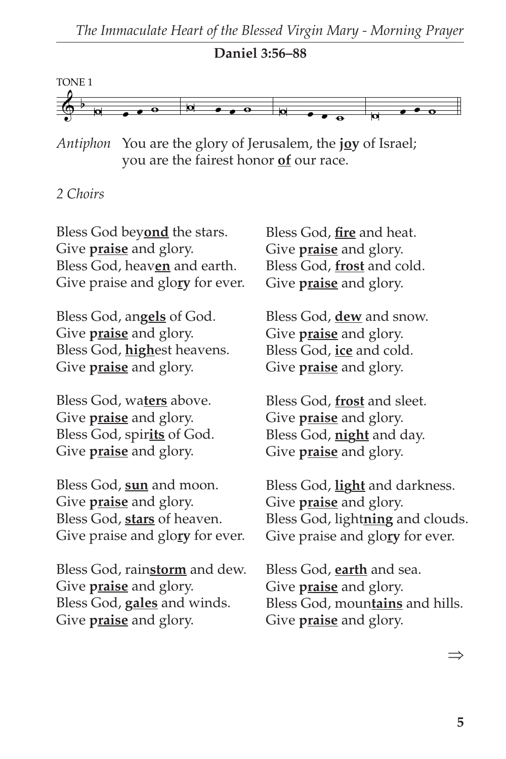## Daniel 3:56–88

TONE 1

*Antiphon* You are the glory of Jerusalem, the **joy** of Israel;
you are the fairest honor **of** our race.

*2 Choirs*

Bless God bey**ond** the stars.
Give **praise** and glory.
Bless God, heav**en** and earth.
Give praise and glo**ry** for ever.

Bless God, an**gels** of God.
Give **praise** and glory.
Bless God, **high**est heavens.
Give **praise** and glory.

Bless God, wa**ters** above.
Give **praise** and glory.
Bless God, spir**its** of God.
Give **praise** and glory.

Bless God, **sun** and moon.
Give **praise** and glory.
Bless God, **stars** of heaven.
Give praise and glo**ry** for ever.

Bless God, rain**storm** and dew.
Give **praise** and glory.
Bless God, **gales** and winds.
Give **praise** and glory.

Bless God, **fire** and heat.
Give **praise** and glory.
Bless God, **frost** and cold.
Give **praise** and glory.

Bless God, **dew** and snow.
Give **praise** and glory.
Bless God, **ice** and cold.
Give **praise** and glory.

Bless God, **frost** and sleet.
Give **praise** and glory.
Bless God, **night** and day.
Give **praise** and glory.

Bless God, **light** and darkness.
Give **praise** and glory.
Bless God, light**ning** and clouds.
Give praise and glo**ry** for ever.

Bless God, **earth** and sea.
Give **praise** and glory.
Bless God, moun**tains** and hills.
Give **praise** and glory.

⇒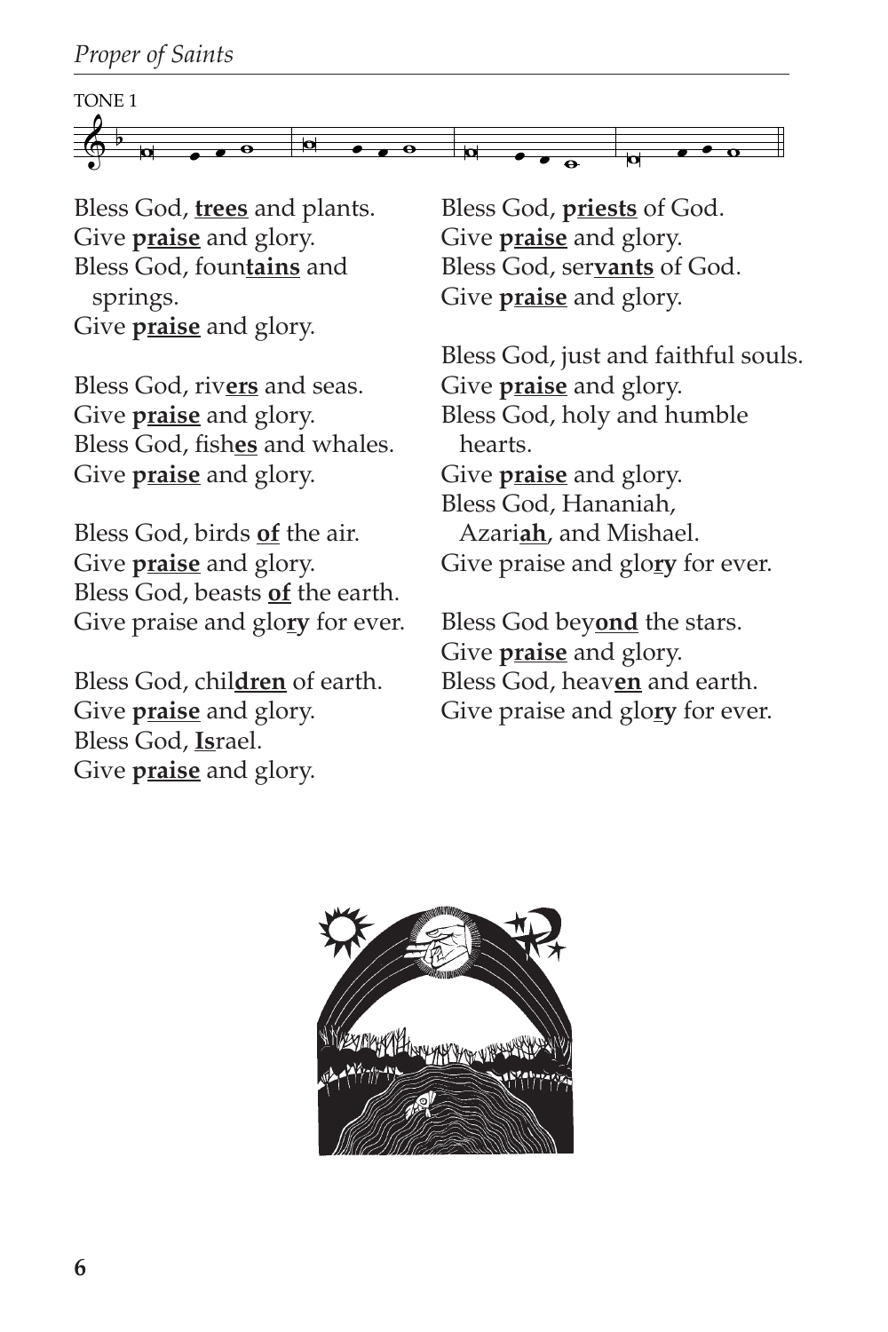TONE 1

Bless God, **trees** and plants.
Give **praise** and glory.
Bless God, foun**tains** and springs.
Give **praise** and glory.

Bless God, riv**ers** and seas.
Give **praise** and glory.
Bless God, fish**es** and whales.
Give **praise** and glory.

Bless God, birds **of** the air.
Give **praise** and glory.
Bless God, beasts **of** the earth.
Give praise and glo**ry** for ever.

Bless God, chil**dren** of earth.
Give **praise** and glory.
Bless God, **Is**rael.
Give **praise** and glory.

Bless God, **priests** of God.
Give **praise** and glory.
Bless God, ser**vants** of God.
Give **praise** and glory.

Bless God, just and faithful souls.
Give **praise** and glory.
Bless God, holy and humble hearts.
Give **praise** and glory.
Bless God, Hananiah, Azari**ah**, and Mishael.
Give praise and glo**ry** for ever.

Bless God bey**ond** the stars.
Give **praise** and glory.
Bless God, heav**en** and earth.
Give praise and glo**ry** for ever.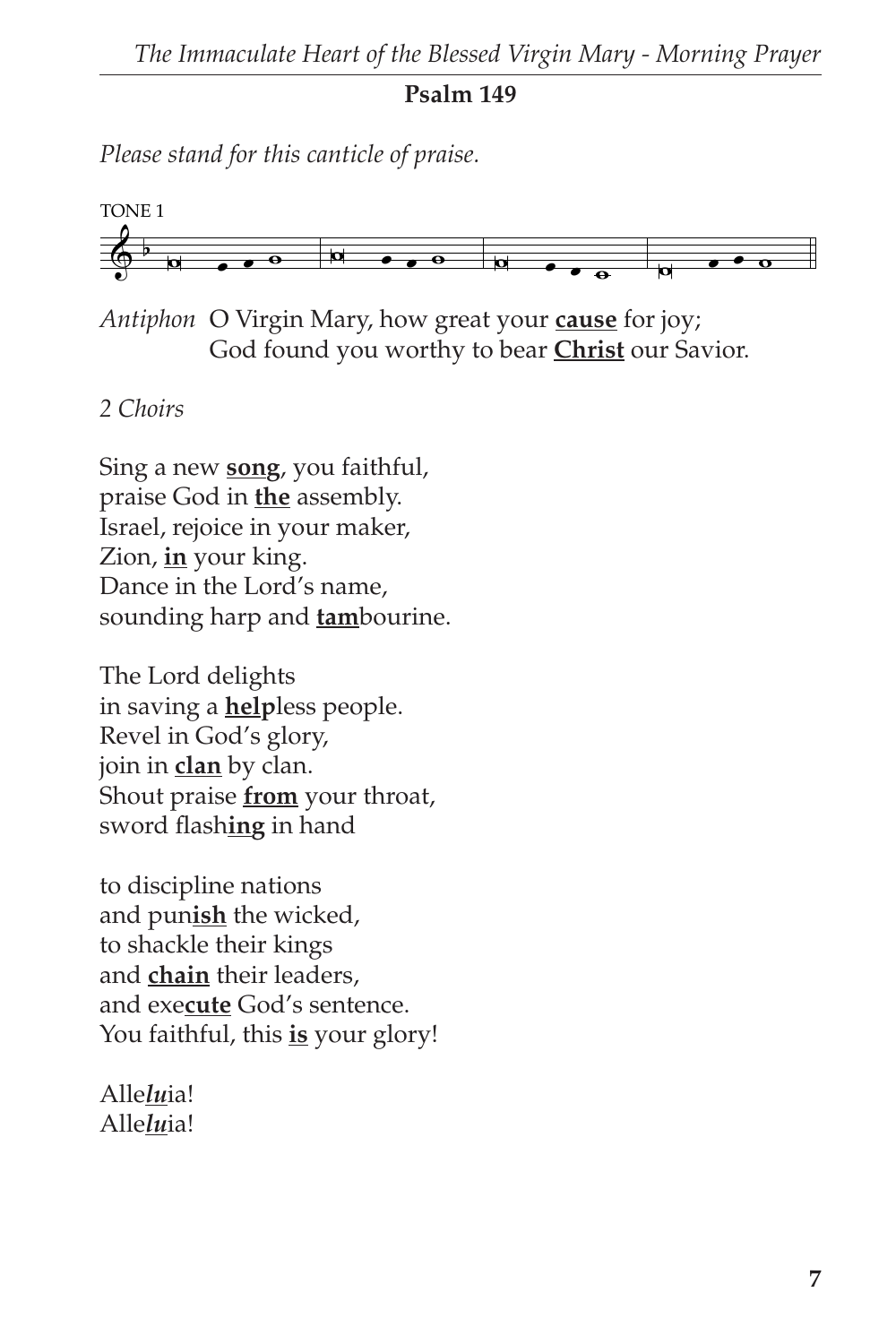## Psalm 149

*Please stand for this canticle of praise.*

TONE 1

*Antiphon* O Virgin Mary, how great your **cause** for joy;
God found you worthy to bear **Christ** our Savior.

*2 Choirs*

Sing a new **song**, you faithful,
praise God in **the** assembly.
Israel, rejoice in your maker,
Zion, **in** your king.
Dance in the Lord's name,
sounding harp and **tam**bourine.

The Lord delights
in saving a **help**less people.
Revel in God's glory,
join in **clan** by clan.
Shout praise **from** your throat,
sword flash**ing** in hand

to discipline nations
and pun**ish** the wicked,
to shackle their kings
and **chain** their leaders,
and exe**cute** God's sentence.
You faithful, this **is** your glory!

Alle***lu***ia!
Alle***lu***ia!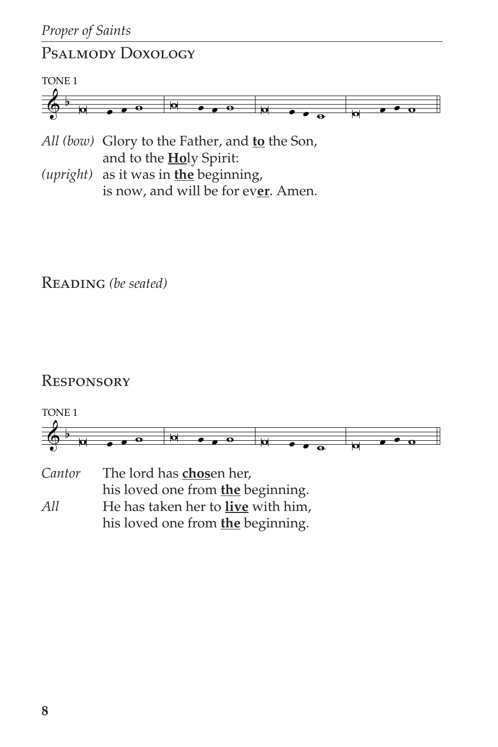## Psalmody Doxology

TONE 1

*All (bow)* Glory to the Father, and **to** the Son,
and to the **Ho**ly Spirit:
*(upright)* as it was in **the** beginning,
is now, and will be for ev**er**. Amen.

## Reading *(be seated)*

## Responsory

TONE 1

*Cantor* The lord has **chos**en her,
his loved one from **the** beginning.
*All* He has taken her to **live** with him,
his loved one from **the** beginning.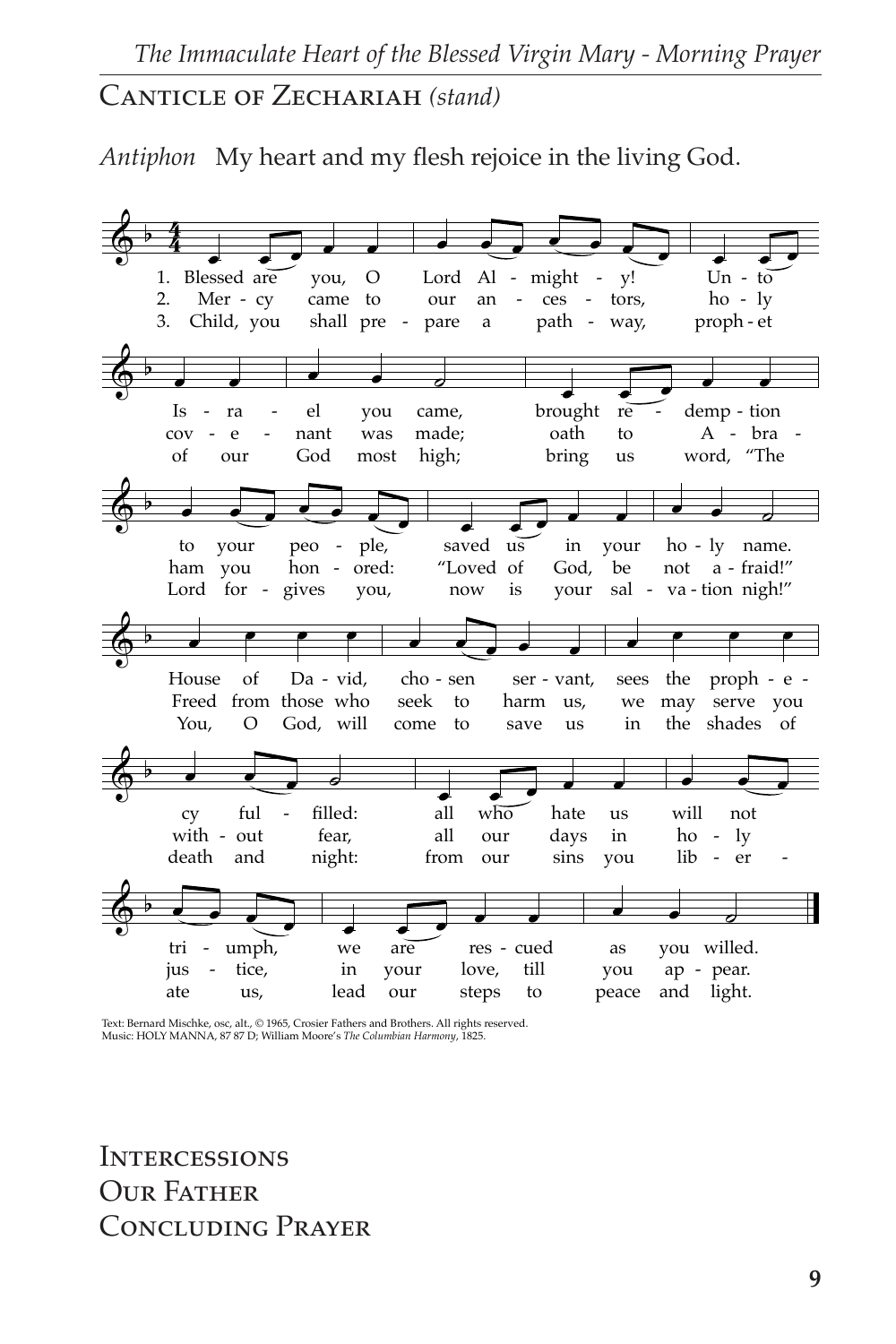## Canticle of Zechariah *(stand)*

*Antiphon* My heart and my flesh rejoice in the living God.

1. Blessed are you, O Lord Almighty! Unto Israel you came, brought redemption to your people, saved us in your holy name. House of David, chosen servant, sees the prophecy fulfilled: all who hate us will not triumph, we are rescued as you willed.

2. Mercy came to our ancestors, holy covenant was made; oath to Abraham you honored: "Loved of God, be not afraid!" Freed from those who seek to harm us, we may serve you without fear, all our days in holy justice, in your love, till you appear.

3. Child, you shall prepare a pathway, prophet of our God most high; bring us word, "The Lord forgives you, now is your salvation nigh!" You, O God, will come to save us in the shades of death and night: from our sins you liberate us, lead our steps to peace and light.

Text: Bernard Mischke, osc, alt., © 1965, Crosier Fathers and Brothers. All rights reserved.
Music: HOLY MANNA, 87 87 D; William Moore's *The Columbian Harmony*, 1825.

## Intercessions
## Our Father
## Concluding Prayer